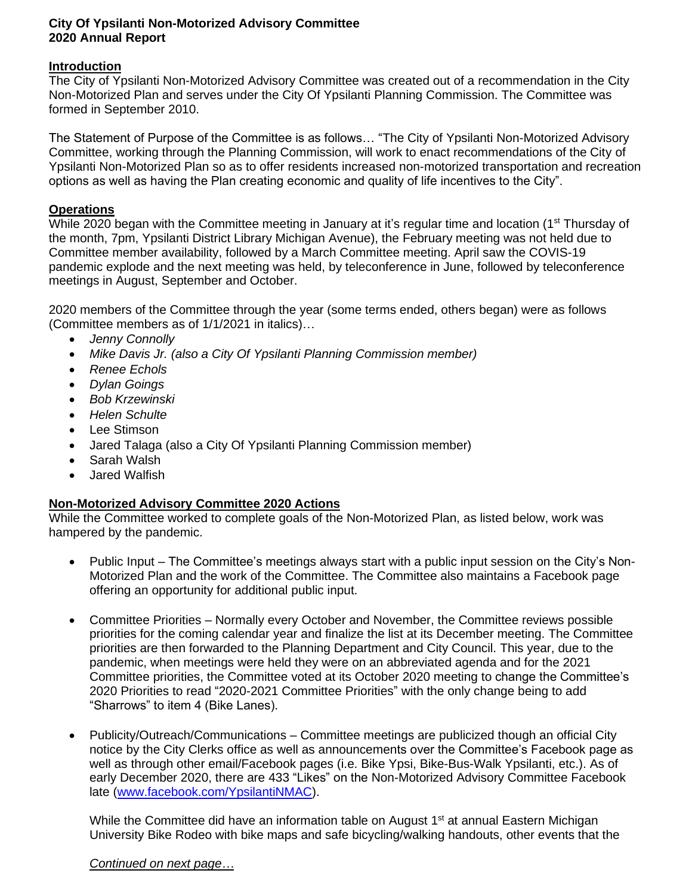**City Of Ypsilanti Non-Motorized Advisory Committee**
**2020 Annual Report**

**Introduction**

The City of Ypsilanti Non-Motorized Advisory Committee was created out of a recommendation in the City Non-Motorized Plan and serves under the City Of Ypsilanti Planning Commission. The Committee was formed in September 2010.

The Statement of Purpose of the Committee is as follows… "The City of Ypsilanti Non-Motorized Advisory Committee, working through the Planning Commission, will work to enact recommendations of the City of Ypsilanti Non-Motorized Plan so as to offer residents increased non-motorized transportation and recreation options as well as having the Plan creating economic and quality of life incentives to the City".

**Operations**

While 2020 began with the Committee meeting in January at it's regular time and location (1st Thursday of the month, 7pm, Ypsilanti District Library Michigan Avenue), the February meeting was not held due to Committee member availability, followed by a March Committee meeting. April saw the COVIS-19 pandemic explode and the next meeting was held, by teleconference in June, followed by teleconference meetings in August, September and October.

2020 members of the Committee through the year (some terms ended, others began) were as follows (Committee members as of 1/1/2021 in italics)…

- *Jenny Connolly*
- *Mike Davis Jr. (also a City Of Ypsilanti Planning Commission member)*
- *Renee Echols*
- *Dylan Goings*
- *Bob Krzewinski*
- *Helen Schulte*
- Lee Stimson
- Jared Talaga (also a City Of Ypsilanti Planning Commission member)
- Sarah Walsh
- Jared Walfish

**Non-Motorized Advisory Committee 2020 Actions**

While the Committee worked to complete goals of the Non-Motorized Plan, as listed below, work was hampered by the pandemic.

- Public Input – The Committee's meetings always start with a public input session on the City's Non-Motorized Plan and the work of the Committee. The Committee also maintains a Facebook page offering an opportunity for additional public input.

- Committee Priorities – Normally every October and November, the Committee reviews possible priorities for the coming calendar year and finalize the list at its December meeting. The Committee priorities are then forwarded to the Planning Department and City Council. This year, due to the pandemic, when meetings were held they were on an abbreviated agenda and for the 2021 Committee priorities, the Committee voted at its October 2020 meeting to change the Committee's 2020 Priorities to read "2020-2021 Committee Priorities" with the only change being to add "Sharrows" to item 4 (Bike Lanes).

- Publicity/Outreach/Communications – Committee meetings are publicized though an official City notice by the City Clerks office as well as announcements over the Committee's Facebook page as well as through other email/Facebook pages (i.e. Bike Ypsi, Bike-Bus-Walk Ypsilanti, etc.). As of early December 2020, there are 433 "Likes" on the Non-Motorized Advisory Committee Facebook late ([www.facebook.com/YpsilantiNMAC](www.facebook.com/YpsilantiNMAC)).

  While the Committee did have an information table on August 1st at annual Eastern Michigan University Bike Rodeo with bike maps and safe bicycling/walking handouts, other events that the

*Continued on next page…*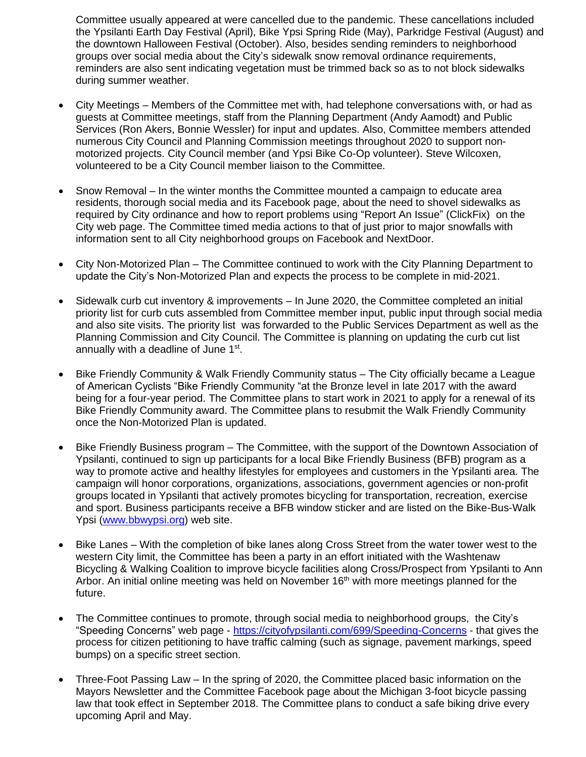Committee usually appeared at were cancelled due to the pandemic. These cancellations included the Ypsilanti Earth Day Festival (April), Bike Ypsi Spring Ride (May), Parkridge Festival (August) and the downtown Halloween Festival (October). Also, besides sending reminders to neighborhood groups over social media about the City's sidewalk snow removal ordinance requirements, reminders are also sent indicating vegetation must be trimmed back so as to not block sidewalks during summer weather.

- City Meetings – Members of the Committee met with, had telephone conversations with, or had as guests at Committee meetings, staff from the Planning Department (Andy Aamodt) and Public Services (Ron Akers, Bonnie Wessler) for input and updates. Also, Committee members attended numerous City Council and Planning Commission meetings throughout 2020 to support non-motorized projects. City Council member (and Ypsi Bike Co-Op volunteer). Steve Wilcoxen, volunteered to be a City Council member liaison to the Committee.

- Snow Removal – In the winter months the Committee mounted a campaign to educate area residents, thorough social media and its Facebook page, about the need to shovel sidewalks as required by City ordinance and how to report problems using "Report An Issue" (ClickFix) on the City web page. The Committee timed media actions to that of just prior to major snowfalls with information sent to all City neighborhood groups on Facebook and NextDoor.

- City Non-Motorized Plan – The Committee continued to work with the City Planning Department to update the City's Non-Motorized Plan and expects the process to be complete in mid-2021.

- Sidewalk curb cut inventory & improvements – In June 2020, the Committee completed an initial priority list for curb cuts assembled from Committee member input, public input through social media and also site visits. The priority list was forwarded to the Public Services Department as well as the Planning Commission and City Council. The Committee is planning on updating the curb cut list annually with a deadline of June 1st.

- Bike Friendly Community & Walk Friendly Community status – The City officially became a League of American Cyclists "Bike Friendly Community "at the Bronze level in late 2017 with the award being for a four-year period. The Committee plans to start work in 2021 to apply for a renewal of its Bike Friendly Community award. The Committee plans to resubmit the Walk Friendly Community once the Non-Motorized Plan is updated.

- Bike Friendly Business program – The Committee, with the support of the Downtown Association of Ypsilanti, continued to sign up participants for a local Bike Friendly Business (BFB) program as a way to promote active and healthy lifestyles for employees and customers in the Ypsilanti area. The campaign will honor corporations, organizations, associations, government agencies or non-profit groups located in Ypsilanti that actively promotes bicycling for transportation, recreation, exercise and sport. Business participants receive a BFB window sticker and are listed on the Bike-Bus-Walk Ypsi ([www.bbwypsi.org](www.bbwypsi.org)) web site.

- Bike Lanes – With the completion of bike lanes along Cross Street from the water tower west to the western City limit, the Committee has been a party in an effort initiated with the Washtenaw Bicycling & Walking Coalition to improve bicycle facilities along Cross/Prospect from Ypsilanti to Ann Arbor. An initial online meeting was held on November 16th with more meetings planned for the future.

- The Committee continues to promote, through social media to neighborhood groups, the City's "Speeding Concerns" web page - [https://cityofypsilanti.com/699/Speeding-Concerns](https://cityofypsilanti.com/699/Speeding-Concerns) - that gives the process for citizen petitioning to have traffic calming (such as signage, pavement markings, speed bumps) on a specific street section.

- Three-Foot Passing Law – In the spring of 2020, the Committee placed basic information on the Mayors Newsletter and the Committee Facebook page about the Michigan 3-foot bicycle passing law that took effect in September 2018. The Committee plans to conduct a safe biking drive every upcoming April and May.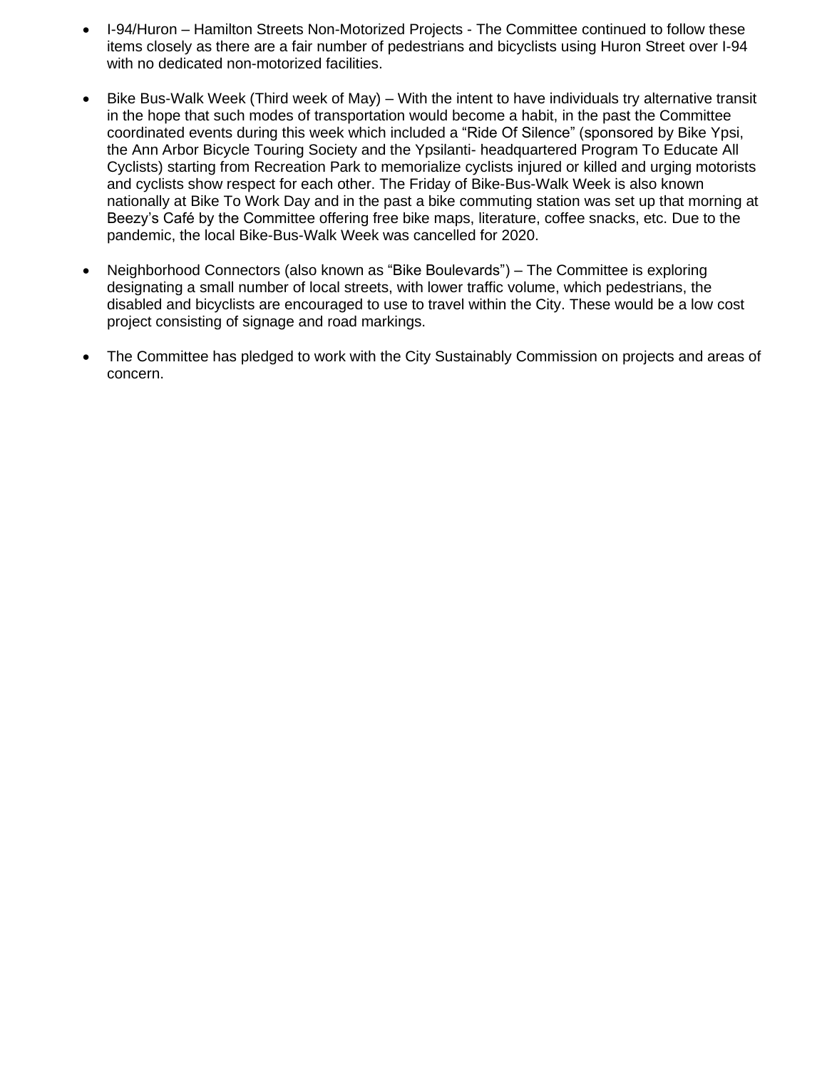- I-94/Huron – Hamilton Streets Non-Motorized Projects - The Committee continued to follow these items closely as there are a fair number of pedestrians and bicyclists using Huron Street over I-94 with no dedicated non-motorized facilities.

- Bike Bus-Walk Week (Third week of May) – With the intent to have individuals try alternative transit in the hope that such modes of transportation would become a habit, in the past the Committee coordinated events during this week which included a "Ride Of Silence" (sponsored by Bike Ypsi, the Ann Arbor Bicycle Touring Society and the Ypsilanti- headquartered Program To Educate All Cyclists) starting from Recreation Park to memorialize cyclists injured or killed and urging motorists and cyclists show respect for each other. The Friday of Bike-Bus-Walk Week is also known nationally at Bike To Work Day and in the past a bike commuting station was set up that morning at Beezy's Café by the Committee offering free bike maps, literature, coffee snacks, etc. Due to the pandemic, the local Bike-Bus-Walk Week was cancelled for 2020.

- Neighborhood Connectors (also known as "Bike Boulevards") – The Committee is exploring designating a small number of local streets, with lower traffic volume, which pedestrians, the disabled and bicyclists are encouraged to use to travel within the City. These would be a low cost project consisting of signage and road markings.

- The Committee has pledged to work with the City Sustainably Commission on projects and areas of concern.